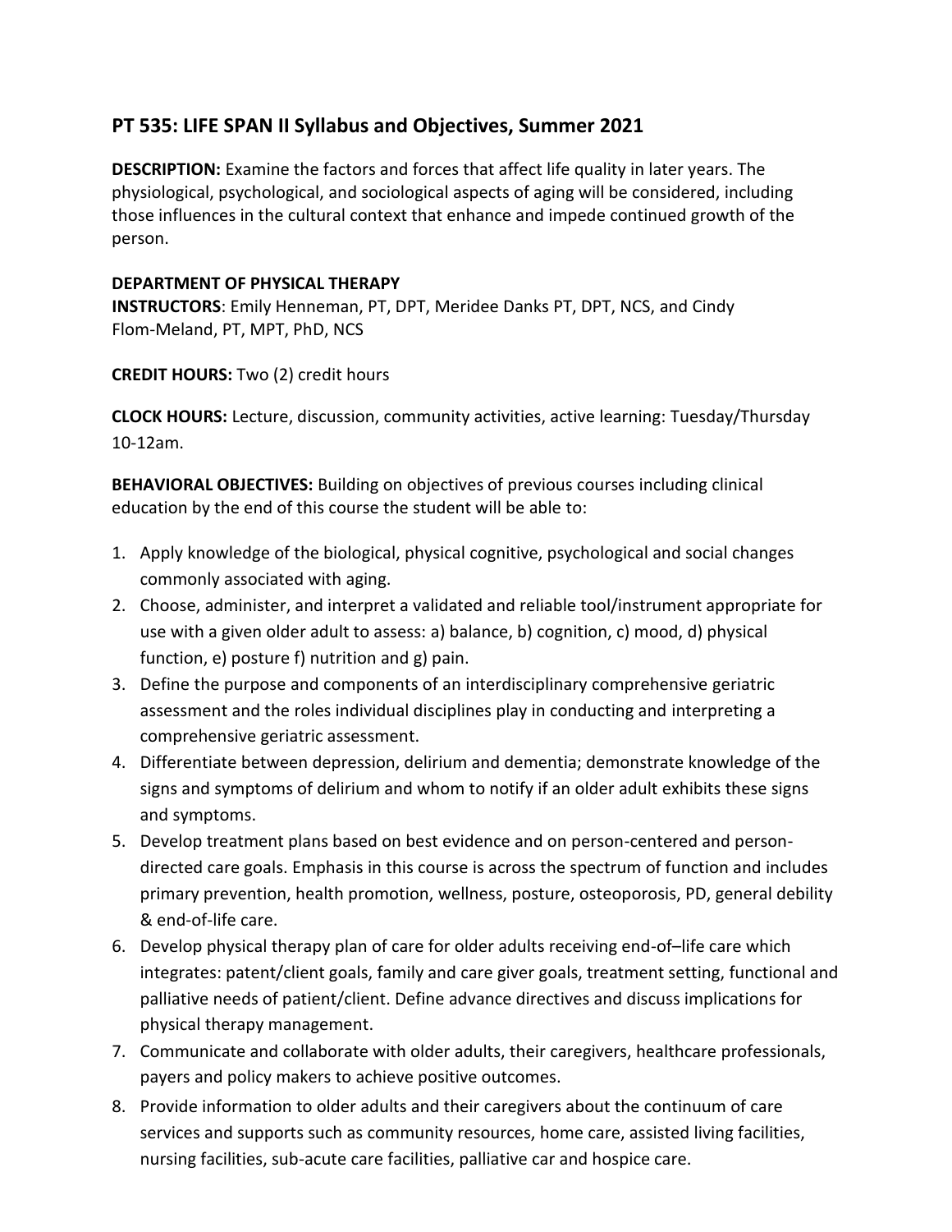## PT 535: LIFE SPAN II Syllabus and Objectives, Summer 2021

**DESCRIPTION:** Examine the factors and forces that affect life quality in later years. The physiological, psychological, and sociological aspects of aging will be considered, including those influences in the cultural context that enhance and impede continued growth of the person.

**DEPARTMENT OF PHYSICAL THERAPY**
**INSTRUCTORS**: Emily Henneman, PT, DPT, Meridee Danks PT, DPT, NCS, and Cindy Flom-Meland, PT, MPT, PhD, NCS

**CREDIT HOURS:** Two (2) credit hours

**CLOCK HOURS:** Lecture, discussion, community activities, active learning: Tuesday/Thursday 10-12am.

**BEHAVIORAL OBJECTIVES:** Building on objectives of previous courses including clinical education by the end of this course the student will be able to:

1. Apply knowledge of the biological, physical cognitive, psychological and social changes commonly associated with aging.
2. Choose, administer, and interpret a validated and reliable tool/instrument appropriate for use with a given older adult to assess: a) balance, b) cognition, c) mood, d) physical function, e) posture f) nutrition and g) pain.
3. Define the purpose and components of an interdisciplinary comprehensive geriatric assessment and the roles individual disciplines play in conducting and interpreting a comprehensive geriatric assessment.
4. Differentiate between depression, delirium and dementia; demonstrate knowledge of the signs and symptoms of delirium and whom to notify if an older adult exhibits these signs and symptoms.
5. Develop treatment plans based on best evidence and on person-centered and person-directed care goals. Emphasis in this course is across the spectrum of function and includes primary prevention, health promotion, wellness, posture, osteoporosis, PD, general debility & end-of-life care.
6. Develop physical therapy plan of care for older adults receiving end-of–life care which integrates: patent/client goals, family and care giver goals, treatment setting, functional and palliative needs of patient/client. Define advance directives and discuss implications for physical therapy management.
7. Communicate and collaborate with older adults, their caregivers, healthcare professionals, payers and policy makers to achieve positive outcomes.
8. Provide information to older adults and their caregivers about the continuum of care services and supports such as community resources, home care, assisted living facilities, nursing facilities, sub-acute care facilities, palliative car and hospice care.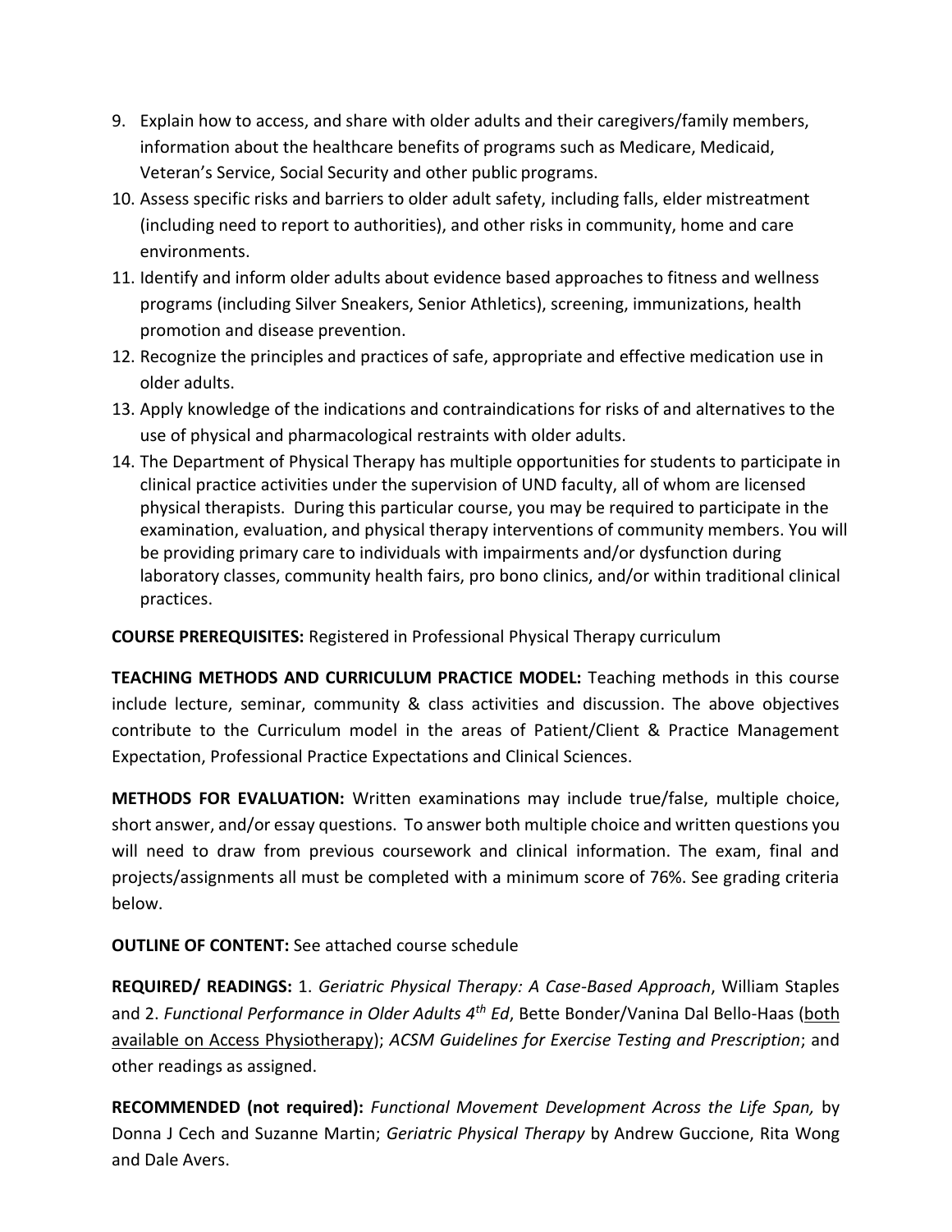9. Explain how to access, and share with older adults and their caregivers/family members, information about the healthcare benefits of programs such as Medicare, Medicaid, Veteran's Service, Social Security and other public programs.
10. Assess specific risks and barriers to older adult safety, including falls, elder mistreatment (including need to report to authorities), and other risks in community, home and care environments.
11. Identify and inform older adults about evidence based approaches to fitness and wellness programs (including Silver Sneakers, Senior Athletics), screening, immunizations, health promotion and disease prevention.
12. Recognize the principles and practices of safe, appropriate and effective medication use in older adults.
13. Apply knowledge of the indications and contraindications for risks of and alternatives to the use of physical and pharmacological restraints with older adults.
14. The Department of Physical Therapy has multiple opportunities for students to participate in clinical practice activities under the supervision of UND faculty, all of whom are licensed physical therapists. During this particular course, you may be required to participate in the examination, evaluation, and physical therapy interventions of community members. You will be providing primary care to individuals with impairments and/or dysfunction during laboratory classes, community health fairs, pro bono clinics, and/or within traditional clinical practices.

**COURSE PREREQUISITES:** Registered in Professional Physical Therapy curriculum

**TEACHING METHODS AND CURRICULUM PRACTICE MODEL:** Teaching methods in this course include lecture, seminar, community & class activities and discussion. The above objectives contribute to the Curriculum model in the areas of Patient/Client & Practice Management Expectation, Professional Practice Expectations and Clinical Sciences.

**METHODS FOR EVALUATION:** Written examinations may include true/false, multiple choice, short answer, and/or essay questions. To answer both multiple choice and written questions you will need to draw from previous coursework and clinical information. The exam, final and projects/assignments all must be completed with a minimum score of 76%. See grading criteria below.

**OUTLINE OF CONTENT:** See attached course schedule

**REQUIRED/ READINGS:** 1. *Geriatric Physical Therapy: A Case-Based Approach*, William Staples and 2. *Functional Performance in Older Adults 4th Ed*, Bette Bonder/Vanina Dal Bello-Haas (<u>both available on Access Physiotherapy</u>); *ACSM Guidelines for Exercise Testing and Prescription*; and other readings as assigned.

**RECOMMENDED (not required):** *Functional Movement Development Across the Life Span,* by Donna J Cech and Suzanne Martin; *Geriatric Physical Therapy* by Andrew Guccione, Rita Wong and Dale Avers.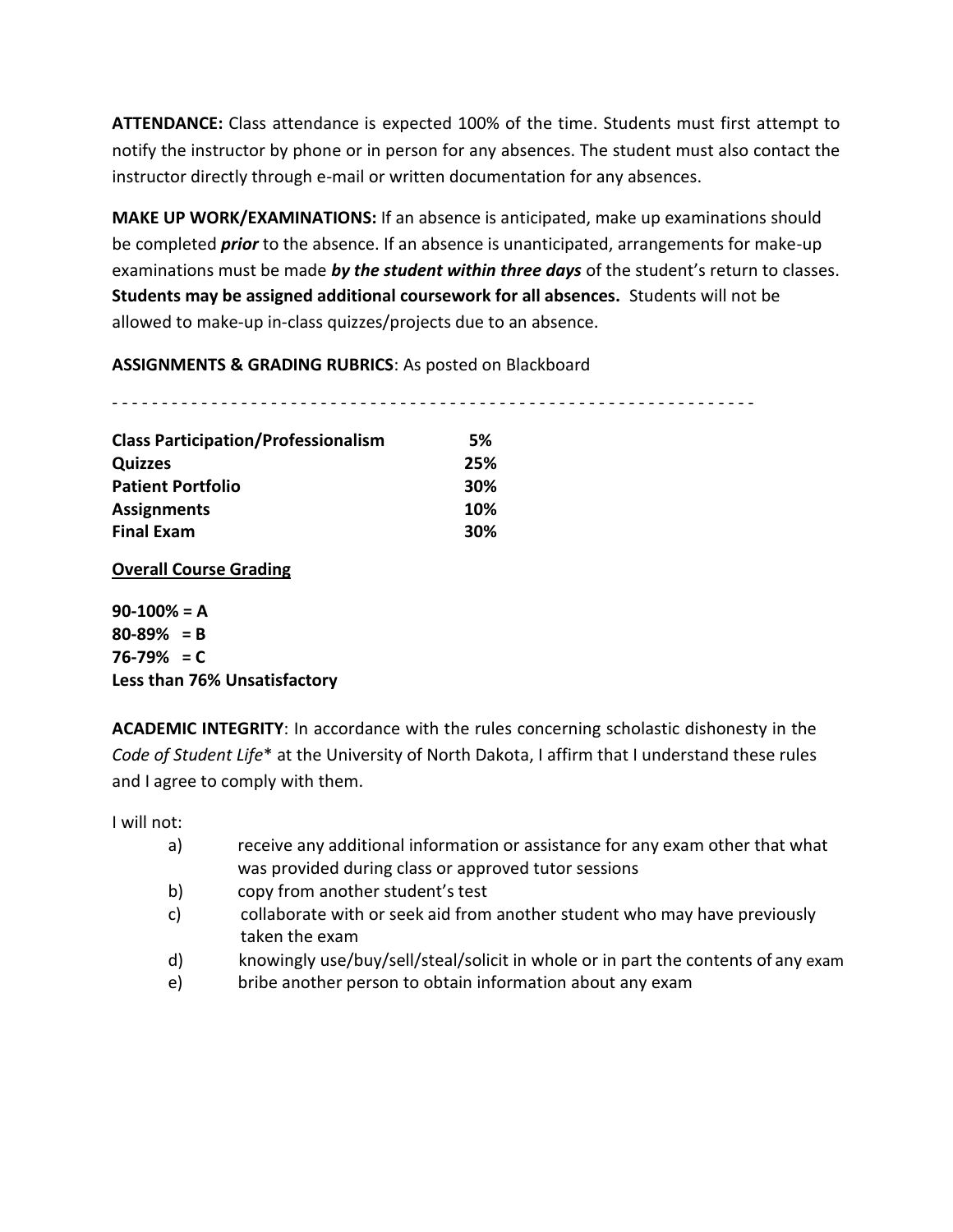**ATTENDANCE:** Class attendance is expected 100% of the time. Students must first attempt to notify the instructor by phone or in person for any absences. The student must also contact the instructor directly through e-mail or written documentation for any absences.

**MAKE UP WORK/EXAMINATIONS:** If an absence is anticipated, make up examinations should be completed ***prior*** to the absence. If an absence is unanticipated, arrangements for make-up examinations must be made ***by the student within three days*** of the student's return to classes. **Students may be assigned additional coursework for all absences.** Students will not be allowed to make-up in-class quizzes/projects due to an absence.

**ASSIGNMENTS & GRADING RUBRICS**: As posted on Blackboard

- - - - - - - - - - - - - - - - - - - - - - - - - - - - - - - - - - - - - - - - - - - - - - - - - - - - - - - - - - - - - - - - -

| **Class Participation/Professionalism** | **5%** |
|---|---|
| **Quizzes** | **25%** |
| **Patient Portfolio** | **30%** |
| **Assignments** | **10%** |
| **Final Exam** | **30%** |

**<u>Overall Course Grading</u>**

**90-100% = A**
**80-89% = B**
**76-79% = C**
**Less than 76% Unsatisfactory**

**ACADEMIC INTEGRITY**: In accordance with the rules concerning scholastic dishonesty in the *Code of Student Life*\* at the University of North Dakota, I affirm that I understand these rules and I agree to comply with them.

I will not:

a) receive any additional information or assistance for any exam other that what was provided during class or approved tutor sessions
b) copy from another student's test
c) collaborate with or seek aid from another student who may have previously taken the exam
d) knowingly use/buy/sell/steal/solicit in whole or in part the contents of any exam
e) bribe another person to obtain information about any exam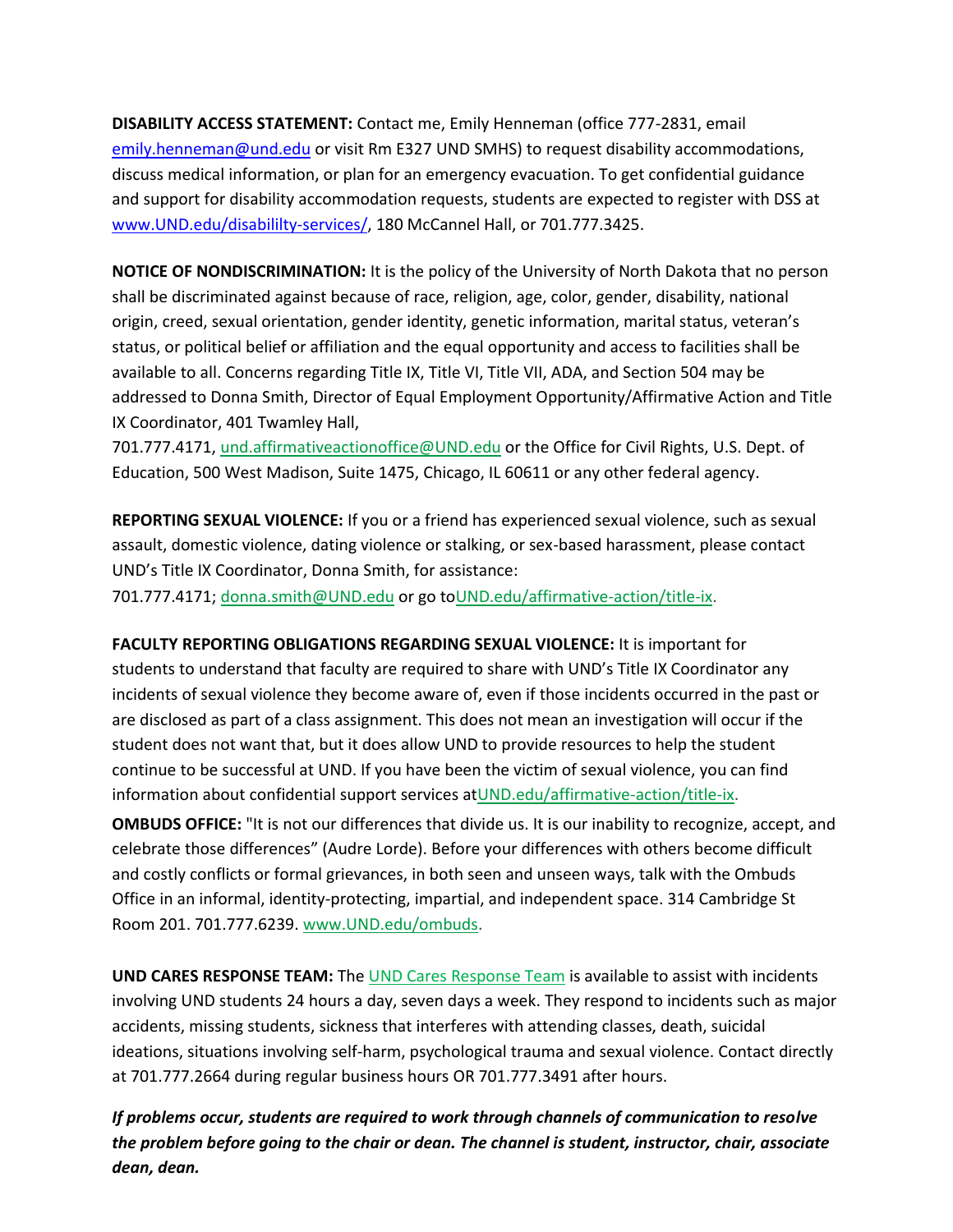**DISABILITY ACCESS STATEMENT:** Contact me, Emily Henneman (office 777-2831, email emily.henneman@und.edu or visit Rm E327 UND SMHS) to request disability accommodations, discuss medical information, or plan for an emergency evacuation. To get confidential guidance and support for disability accommodation requests, students are expected to register with DSS at www.UND.edu/disabililty-services/, 180 McCannel Hall, or 701.777.3425.

**NOTICE OF NONDISCRIMINATION:** It is the policy of the University of North Dakota that no person shall be discriminated against because of race, religion, age, color, gender, disability, national origin, creed, sexual orientation, gender identity, genetic information, marital status, veteran's status, or political belief or affiliation and the equal opportunity and access to facilities shall be available to all. Concerns regarding Title IX, Title VI, Title VII, ADA, and Section 504 may be addressed to Donna Smith, Director of Equal Employment Opportunity/Affirmative Action and Title IX Coordinator, 401 Twamley Hall, 701.777.4171, und.affirmativeactionoffice@UND.edu or the Office for Civil Rights, U.S. Dept. of Education, 500 West Madison, Suite 1475, Chicago, IL 60611 or any other federal agency.

**REPORTING SEXUAL VIOLENCE:** If you or a friend has experienced sexual violence, such as sexual assault, domestic violence, dating violence or stalking, or sex-based harassment, please contact UND's Title IX Coordinator, Donna Smith, for assistance: 701.777.4171; donna.smith@UND.edu or go toUND.edu/affirmative-action/title-ix.

**FACULTY REPORTING OBLIGATIONS REGARDING SEXUAL VIOLENCE:** It is important for students to understand that faculty are required to share with UND's Title IX Coordinator any incidents of sexual violence they become aware of, even if those incidents occurred in the past or are disclosed as part of a class assignment. This does not mean an investigation will occur if the student does not want that, but it does allow UND to provide resources to help the student continue to be successful at UND. If you have been the victim of sexual violence, you can find information about confidential support services atUND.edu/affirmative-action/title-ix.

**OMBUDS OFFICE:** "It is not our differences that divide us. It is our inability to recognize, accept, and celebrate those differences" (Audre Lorde). Before your differences with others become difficult and costly conflicts or formal grievances, in both seen and unseen ways, talk with the Ombuds Office in an informal, identity-protecting, impartial, and independent space. 314 Cambridge St Room 201. 701.777.6239. www.UND.edu/ombuds.

**UND CARES RESPONSE TEAM:** The UND Cares Response Team is available to assist with incidents involving UND students 24 hours a day, seven days a week. They respond to incidents such as major accidents, missing students, sickness that interferes with attending classes, death, suicidal ideations, situations involving self-harm, psychological trauma and sexual violence. Contact directly at 701.777.2664 during regular business hours OR 701.777.3491 after hours.

***If problems occur, students are required to work through channels of communication to resolve the problem before going to the chair or dean. The channel is student, instructor, chair, associate dean, dean.***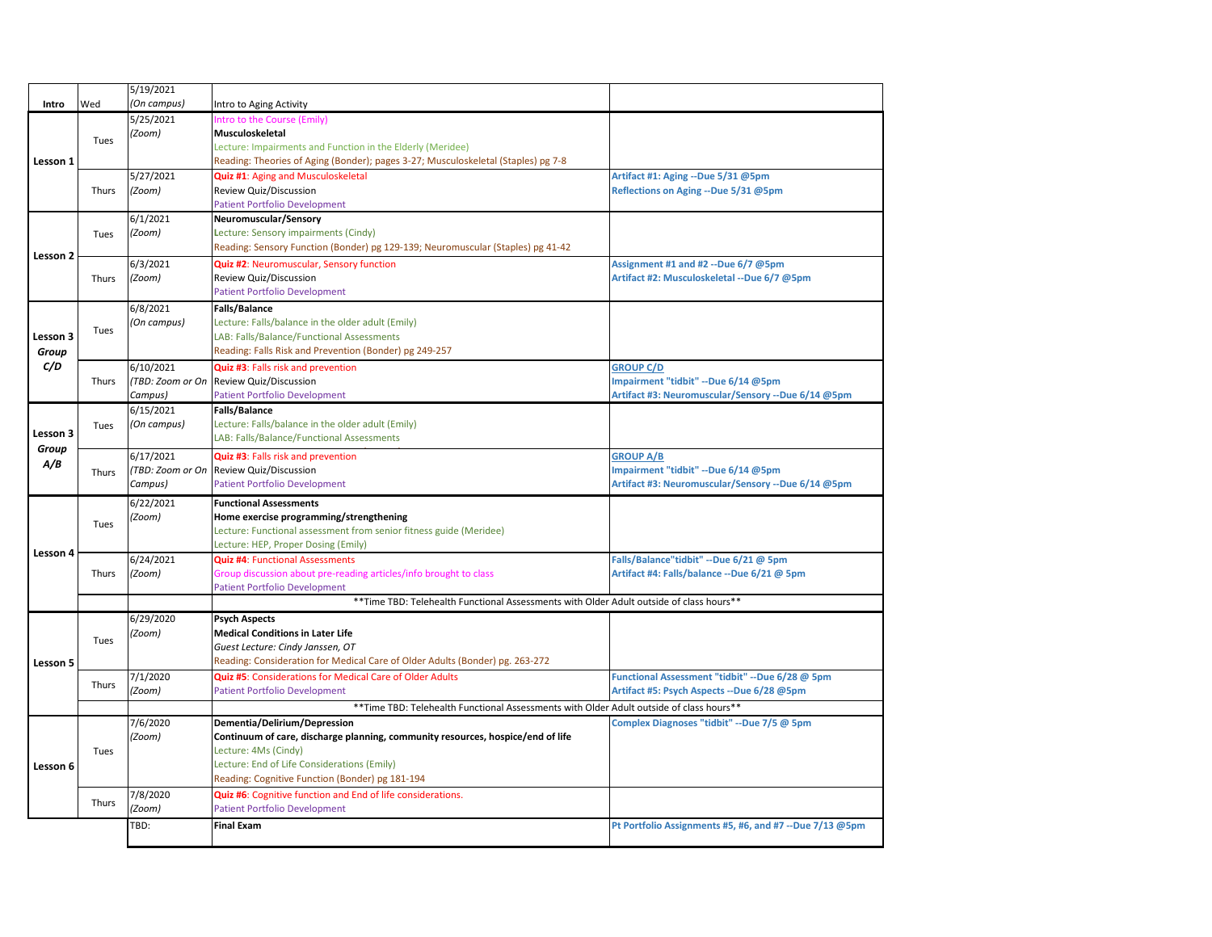| | | | | |
|---|---|---|---|---|
| **Intro** | Wed | 5/19/2021 *(On campus)* | Intro to Aging Activity | |
| **Lesson 1** | Tues | 5/25/2021 *(Zoom)* | Intro to the Course (Emily)<br>**Musculoskeletal**<br>Lecture: Impairments and Function in the Elderly (Meridee)<br>Reading: Theories of Aging (Bonder); pages 3-27; Musculoskeletal (Staples) pg 7-8 | |
| | Thurs | 5/27/2021 *(Zoom)* | **Quiz #1**: Aging and Musculoskeletal<br>Review Quiz/Discussion<br>Patient Portfolio Development | **Artifact #1: Aging --Due 5/31 @5pm**<br>**Reflections on Aging --Due 5/31 @5pm** |
| **Lesson 2** | Tues | 6/1/2021 *(Zoom)* | **Neuromuscular/Sensory**<br>Lecture: Sensory impairments (Cindy)<br>Reading: Sensory Function (Bonder) pg 129-139; Neuromuscular (Staples) pg 41-42 | |
| | Thurs | 6/3/2021 *(Zoom)* | **Quiz #2**: Neuromuscular, Sensory function<br>Review Quiz/Discussion<br>Patient Portfolio Development | **Assignment #1 and #2 --Due 6/7 @5pm**<br>**Artifact #2: Musculoskeletal --Due 6/7 @5pm** |
| **Lesson 3 *Group C/D*** | Tues | 6/8/2021 *(On campus)* | **Falls/Balance**<br>Lecture: Falls/balance in the older adult (Emily)<br>LAB: Falls/Balance/Functional Assessments<br>Reading: Falls Risk and Prevention (Bonder) pg 249-257 | |
| | Thurs | 6/10/2021 *(TBD: Zoom or On Campus)* | **Quiz #3**: Falls risk and prevention<br>Review Quiz/Discussion<br>Patient Portfolio Development | **GROUP C/D**<br>**Impairment "tidbit" --Due 6/14 @5pm**<br>**Artifact #3: Neuromuscular/Sensory --Due 6/14 @5pm** |
| **Lesson 3 *Group A/B*** | Tues | 6/15/2021 *(On campus)* | **Falls/Balance**<br>Lecture: Falls/balance in the older adult (Emily)<br>LAB: Falls/Balance/Functional Assessments | |
| | Thurs | 6/17/2021 *(TBD: Zoom or On Campus)* | **Quiz #3**: Falls risk and prevention<br>Review Quiz/Discussion<br>Patient Portfolio Development | **GROUP A/B**<br>**Impairment "tidbit" --Due 6/14 @5pm**<br>**Artifact #3: Neuromuscular/Sensory --Due 6/14 @5pm** |
| **Lesson 4** | Tues | 6/22/2021 *(Zoom)* | **Functional Assessments**<br>**Home exercise programming/strengthening**<br>Lecture: Functional assessment from senior fitness guide (Meridee)<br>Lecture: HEP, Proper Dosing (Emily) | |
| | Thurs | 6/24/2021 *(Zoom)* | **Quiz #4**: Functional Assessments<br>Group discussion about pre-reading articles/info brought to class<br>Patient Portfolio Development | **Falls/Balance"tidbit" --Due 6/21 @ 5pm**<br>**Artifact #4: Falls/balance --Due 6/21 @ 5pm** |
| | | | **Time TBD: Telehealth Functional Assessments with Older Adult outside of class hours** | |
| **Lesson 5** | Tues | 6/29/2020 *(Zoom)* | **Psych Aspects**<br>**Medical Conditions in Later Life**<br>*Guest Lecture: Cindy Janssen, OT*<br>Reading: Consideration for Medical Care of Older Adults (Bonder) pg. 263-272 | |
| | Thurs | 7/1/2020 *(Zoom)* | **Quiz #5**: Considerations for Medical Care of Older Adults<br>Patient Portfolio Development | **Functional Assessment "tidbit" --Due 6/28 @ 5pm**<br>**Artifact #5: Psych Aspects --Due 6/28 @5pm** |
| | | | **Time TBD: Telehealth Functional Assessments with Older Adult outside of class hours** | |
| **Lesson 6** | Tues | 7/6/2020 *(Zoom)* | **Dementia/Delirium/Depression**<br>**Continuum of care, discharge planning, community resources, hospice/end of life**<br>Lecture: 4Ms (Cindy)<br>Lecture: End of Life Considerations (Emily)<br>Reading: Cognitive Function (Bonder) pg 181-194 | **Complex Diagnoses "tidbit" --Due 7/5 @ 5pm** |
| | Thurs | 7/8/2020 *(Zoom)* | **Quiz #6**: Cognitive function and End of life considerations.<br>Patient Portfolio Development | |
| | | TBD: | **Final Exam** | **Pt Portfolio Assignments #5, #6, and #7 --Due 7/13 @5pm** |